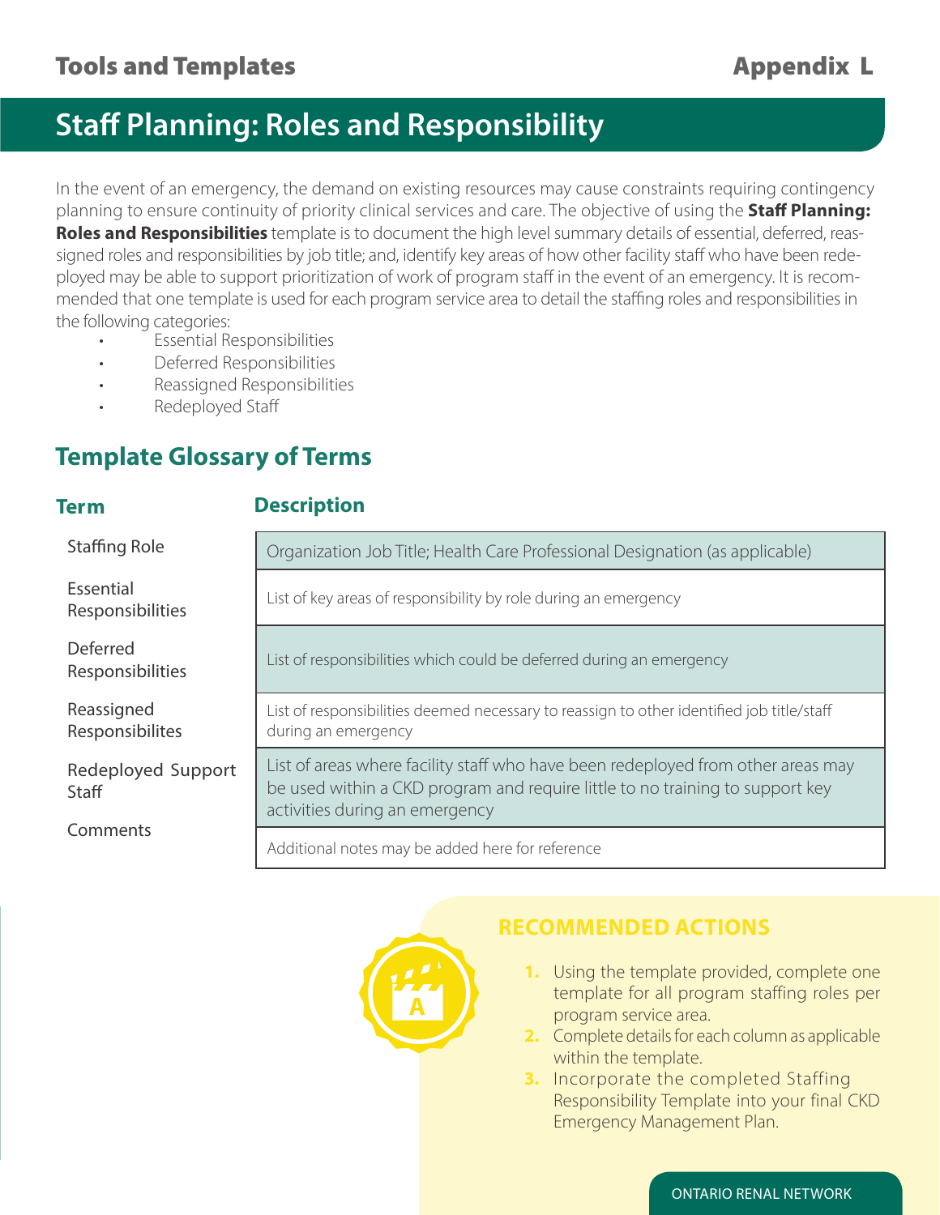# Staff Planning: Roles and Responsibility

In the event of an emergency, the demand on existing resources may cause constraints requiring contingency planning to ensure continuity of priority clinical services and care. The objective of using the **Staff Planning: Roles and Responsibilities** template is to document the high level summary details of essential, deferred, reassigned roles and responsibilities by job title; and, identify key areas of how other facility staff who have been redeployed may be able to support prioritization of work of program staff in the event of an emergency. It is recommended that one template is used for each program service area to detail the staffing roles and responsibilities in the following categories:

- Essential Responsibilities
- Deferred Responsibilities
- Reassigned Responsibilities
- Redeployed Staff

## Template Glossary of Terms

| Term | Description |
| --- | --- |
| Staffing Role | Organization Job Title; Health Care Professional Designation (as applicable) |
| Essential Responsibilities | List of key areas of responsibility by role during an emergency |
| Deferred Responsibilities | List of responsibilities which could be deferred during an emergency |
| Reassigned Responsibilites | List of responsibilities deemed necessary to reassign to other identified job title/staff during an emergency |
| Redeployed Support Staff | List of areas where facility staff who have been redeployed from other areas may be used within a CKD program and require little to no training to support key activities during an emergency |
| Comments | Additional notes may be added here for reference |

### RECOMMENDED ACTIONS

1. Using the template provided, complete one template for all program staffing roles per program service area.
2. Complete details for each column as applicable within the template.
3. Incorporate the completed Staffing Responsibility Template into your final CKD Emergency Management Plan.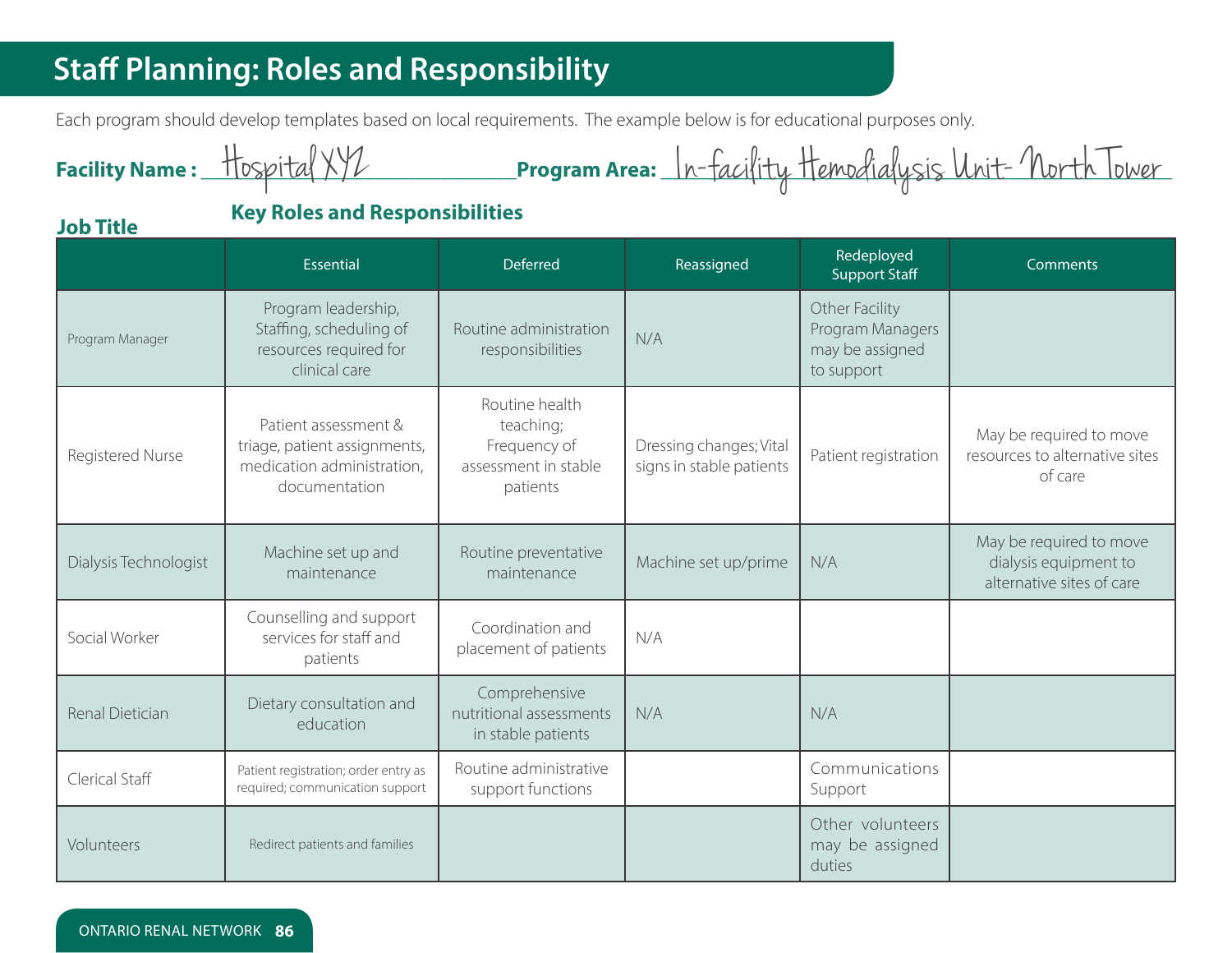# Staff Planning: Roles and Responsibility

Each program should develop templates based on local requirements. The example below is for educational purposes only.

**Facility Name :** Hospital XYZ **Program Area:** In-facility Hemodialysis Unit- North Tower

**Job Title** | **Key Roles and Responsibilities**

| | Essential | Deferred | Reassigned | Redeployed Support Staff | Comments |
|---|---|---|---|---|---|
| Program Manager | Program leadership, Staffing, scheduling of resources required for clinical care | Routine administration responsibilities | N/A | Other Facility Program Managers may be assigned to support | |
| Registered Nurse | Patient assessment & triage, patient assignments, medication administration, documentation | Routine health teaching; Frequency of assessment in stable patients | Dressing changes; Vital signs in stable patients | Patient registration | May be required to move resources to alternative sites of care |
| Dialysis Technologist | Machine set up and maintenance | Routine preventative maintenance | Machine set up/prime | N/A | May be required to move dialysis equipment to alternative sites of care |
| Social Worker | Counselling and support services for staff and patients | Coordination and placement of patients | N/A | | |
| Renal Dietician | Dietary consultation and education | Comprehensive nutritional assessments in stable patients | N/A | N/A | |
| Clerical Staff | Patient registration; order entry as required; communication support | Routine administrative support functions | | Communications Support | |
| Volunteers | Redirect patients and families | | | Other volunteers may be assigned duties | |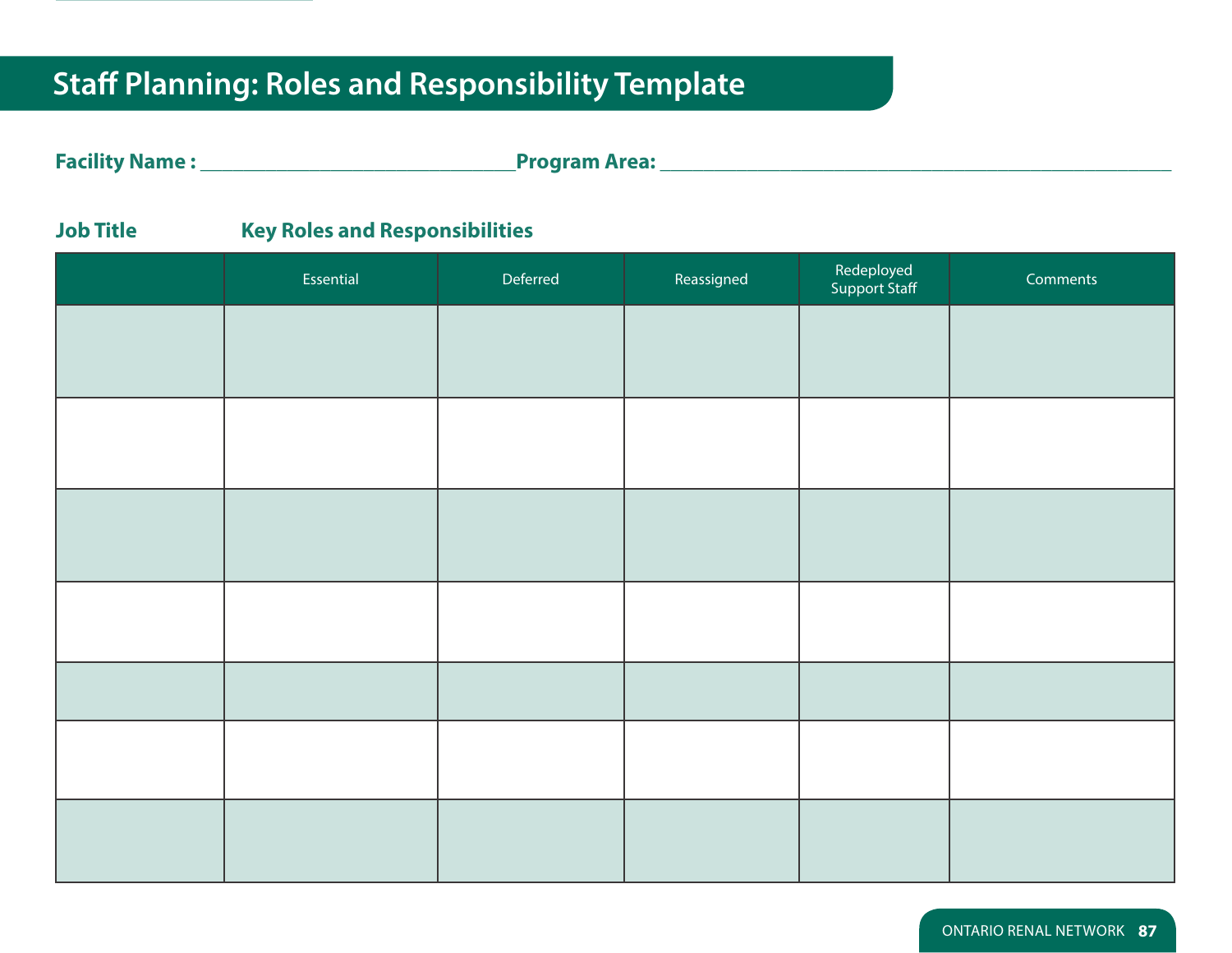# Staff Planning: Roles and Responsibility Template

**Facility Name :** ______________________________**Program Area:** ________________________________________________

**Job Title** **Key Roles and Responsibilities**

| | Essential | Deferred | Reassigned | Redeployed Support Staff | Comments |
|---|---|---|---|---|---|
| | | | | | |
| | | | | | |
| | | | | | |
| | | | | | |
| | | | | | |
| | | | | | |
| | | | | | |